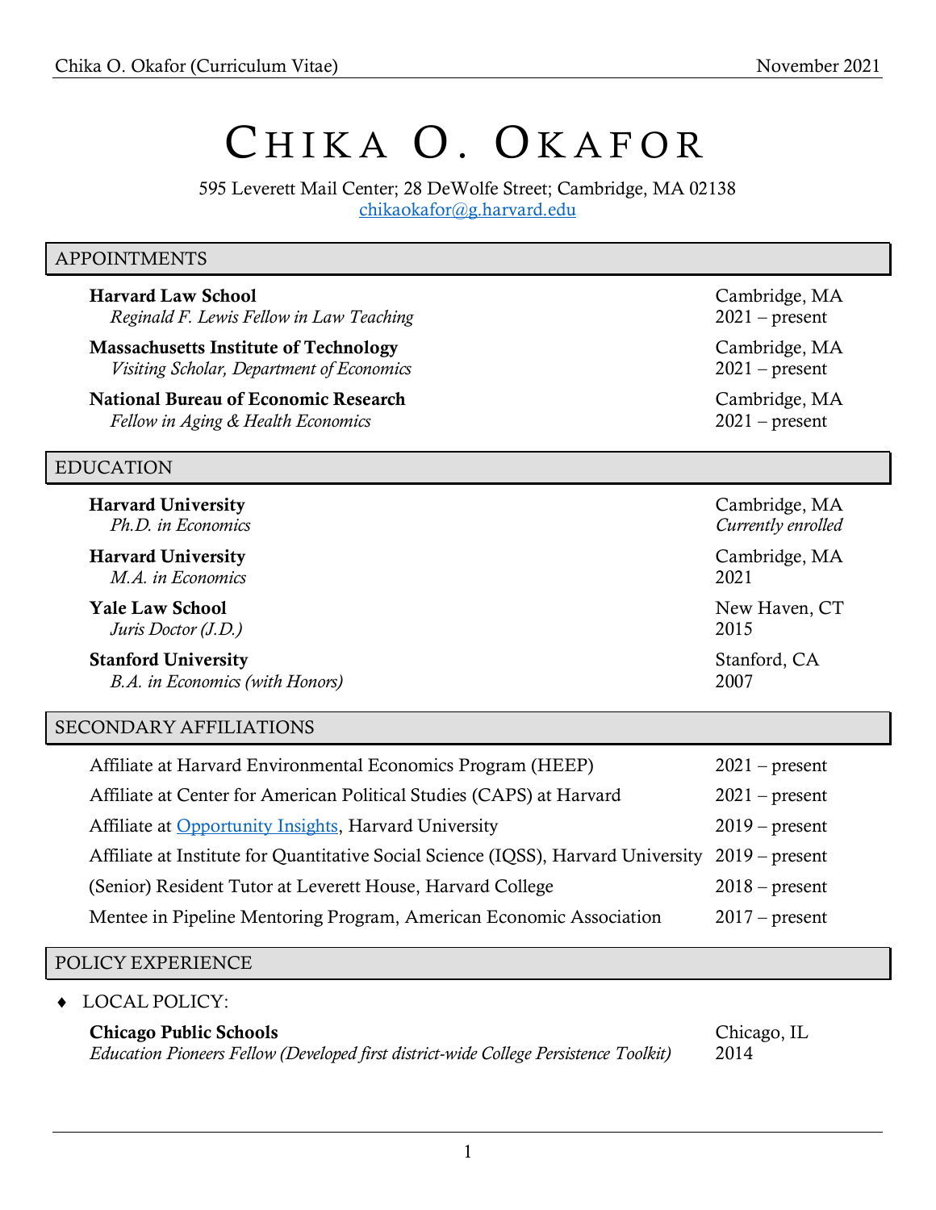# CHIKA O. OKAFOR

595 Leverett Mail Center; 28 DeWolfe Street; Cambridge, MA 02138
chikaokafor@g.harvard.edu

## APPOINTMENTS

**Harvard Law School** — Cambridge, MA
*Reginald F. Lewis Fellow in Law Teaching* — 2021 – present

**Massachusetts Institute of Technology** — Cambridge, MA
*Visiting Scholar, Department of Economics* — 2021 – present

**National Bureau of Economic Research** — Cambridge, MA
*Fellow in Aging & Health Economics* — 2021 – present

## EDUCATION

**Harvard University** — Cambridge, MA
*Ph.D. in Economics* — *Currently enrolled*

**Harvard University** — Cambridge, MA
*M.A. in Economics* — 2021

**Yale Law School** — New Haven, CT
*Juris Doctor (J.D.)* — 2015

**Stanford University** — Stanford, CA
*B.A. in Economics (with Honors)* — 2007

## SECONDARY AFFILIATIONS

- Affiliate at Harvard Environmental Economics Program (HEEP) — 2021 – present
- Affiliate at Center for American Political Studies (CAPS) at Harvard — 2021 – present
- Affiliate at Opportunity Insights, Harvard University — 2019 – present
- Affiliate at Institute for Quantitative Social Science (IQSS), Harvard University — 2019 – present
- (Senior) Resident Tutor at Leverett House, Harvard College — 2018 – present
- Mentee in Pipeline Mentoring Program, American Economic Association — 2017 – present

## POLICY EXPERIENCE

♦ LOCAL POLICY:

**Chicago Public Schools** — Chicago, IL
*Education Pioneers Fellow (Developed first district-wide College Persistence Toolkit)* — 2014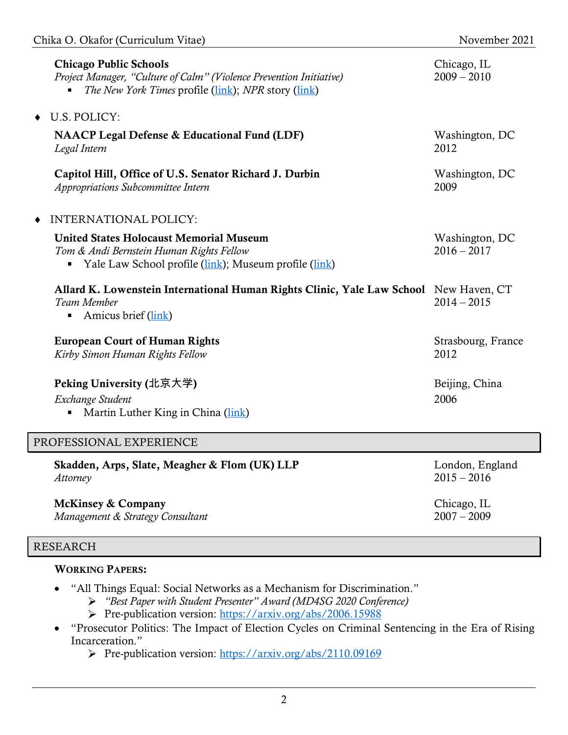**Chicago Public Schools** — Chicago, IL
*Project Manager, "Culture of Calm" (Violence Prevention Initiative)* — 2009 – 2010

- *The New York Times* profile (link); *NPR* story (link)

♦ U.S. POLICY:

**NAACP Legal Defense & Educational Fund (LDF)** — Washington, DC
*Legal Intern* — 2012

**Capitol Hill, Office of U.S. Senator Richard J. Durbin** — Washington, DC
*Appropriations Subcommittee Intern* — 2009

♦ INTERNATIONAL POLICY:

**United States Holocaust Memorial Museum** — Washington, DC
*Tom & Andi Bernstein Human Rights Fellow* — 2016 – 2017

- Yale Law School profile (link); Museum profile (link)

**Allard K. Lowenstein International Human Rights Clinic, Yale Law School** — New Haven, CT
*Team Member* — 2014 – 2015

- Amicus brief (link)

**European Court of Human Rights** — Strasbourg, France
*Kirby Simon Human Rights Fellow* — 2012

**Peking University (北京大学)** — Beijing, China
*Exchange Student* — 2006

- Martin Luther King in China (link)

## PROFESSIONAL EXPERIENCE

**Skadden, Arps, Slate, Meagher & Flom (UK) LLP** — London, England
*Attorney* — 2015 – 2016

**McKinsey & Company** — Chicago, IL
*Management & Strategy Consultant* — 2007 – 2009

## RESEARCH

**WORKING PAPERS:**

- "All Things Equal: Social Networks as a Mechanism for Discrimination."
  - *"Best Paper with Student Presenter" Award (MD4SG 2020 Conference)*
  - Pre-publication version: https://arxiv.org/abs/2006.15988
- "Prosecutor Politics: The Impact of Election Cycles on Criminal Sentencing in the Era of Rising Incarceration."
  - Pre-publication version: https://arxiv.org/abs/2110.09169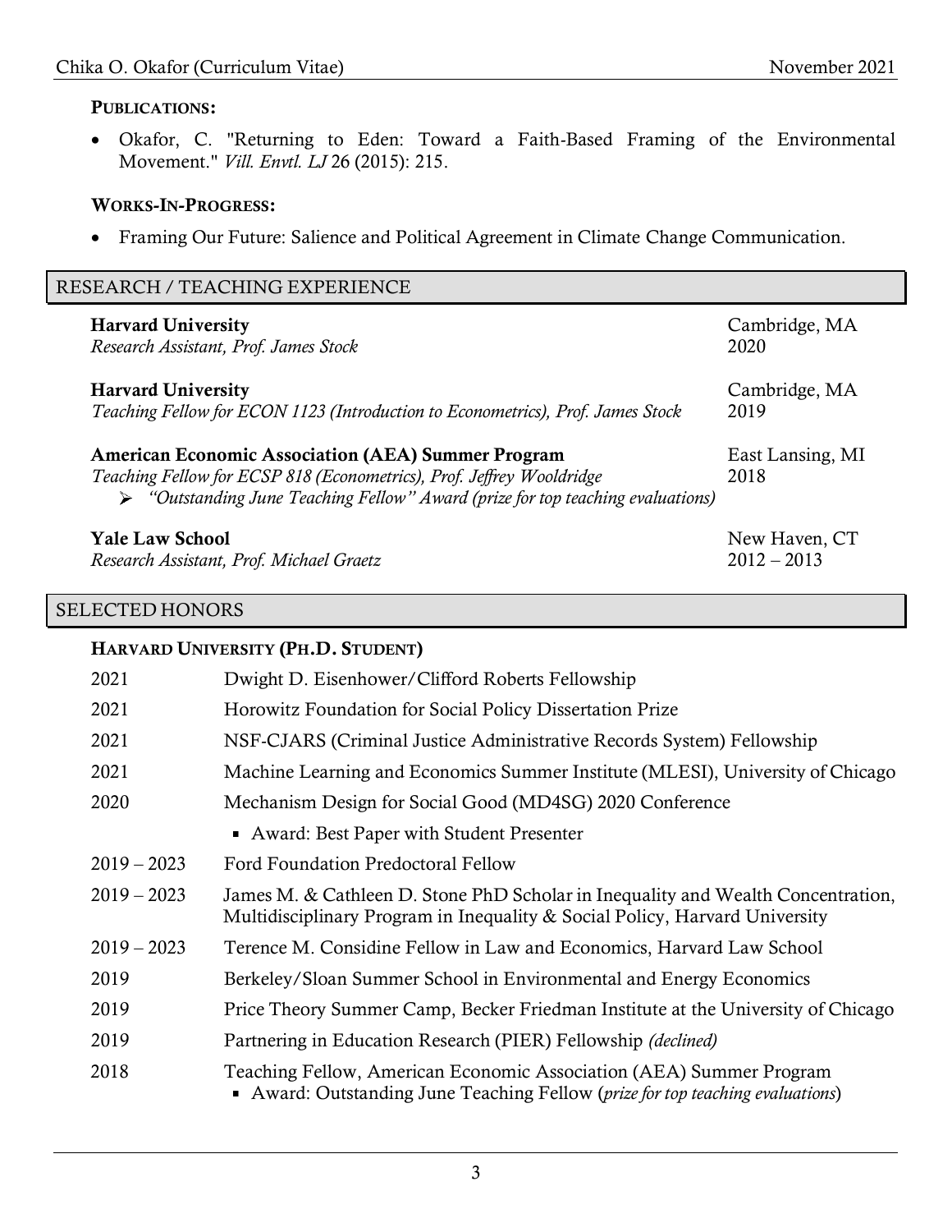**PUBLICATIONS:**

- Okafor, C. "Returning to Eden: Toward a Faith-Based Framing of the Environmental Movement." *Vill. Envtl. LJ* 26 (2015): 215.

**WORKS-IN-PROGRESS:**

- Framing Our Future: Salience and Political Agreement in Climate Change Communication.

## RESEARCH / TEACHING EXPERIENCE

**Harvard University** — Cambridge, MA
*Research Assistant, Prof. James Stock* — 2020

**Harvard University** — Cambridge, MA
*Teaching Fellow for ECON 1123 (Introduction to Econometrics), Prof. James Stock* — 2019

**American Economic Association (AEA) Summer Program** — East Lansing, MI
*Teaching Fellow for ECSP 818 (Econometrics), Prof. Jeffrey Wooldridge* — 2018

- *"Outstanding June Teaching Fellow" Award (prize for top teaching evaluations)*

**Yale Law School** — New Haven, CT
*Research Assistant, Prof. Michael Graetz* — 2012 – 2013

## SELECTED HONORS

**HARVARD UNIVERSITY (PH.D. STUDENT)**

| Year | Honor |
|---|---|
| 2021 | Dwight D. Eisenhower/Clifford Roberts Fellowship |
| 2021 | Horowitz Foundation for Social Policy Dissertation Prize |
| 2021 | NSF-CJARS (Criminal Justice Administrative Records System) Fellowship |
| 2021 | Machine Learning and Economics Summer Institute (MLESI), University of Chicago |
| 2020 | Mechanism Design for Social Good (MD4SG) 2020 Conference<br>▪ Award: Best Paper with Student Presenter |
| 2019 – 2023 | Ford Foundation Predoctoral Fellow |
| 2019 – 2023 | James M. & Cathleen D. Stone PhD Scholar in Inequality and Wealth Concentration, Multidisciplinary Program in Inequality & Social Policy, Harvard University |
| 2019 – 2023 | Terence M. Considine Fellow in Law and Economics, Harvard Law School |
| 2019 | Berkeley/Sloan Summer School in Environmental and Energy Economics |
| 2019 | Price Theory Summer Camp, Becker Friedman Institute at the University of Chicago |
| 2019 | Partnering in Education Research (PIER) Fellowship *(declined)* |
| 2018 | Teaching Fellow, American Economic Association (AEA) Summer Program<br>▪ Award: Outstanding June Teaching Fellow (*prize for top teaching evaluations*) |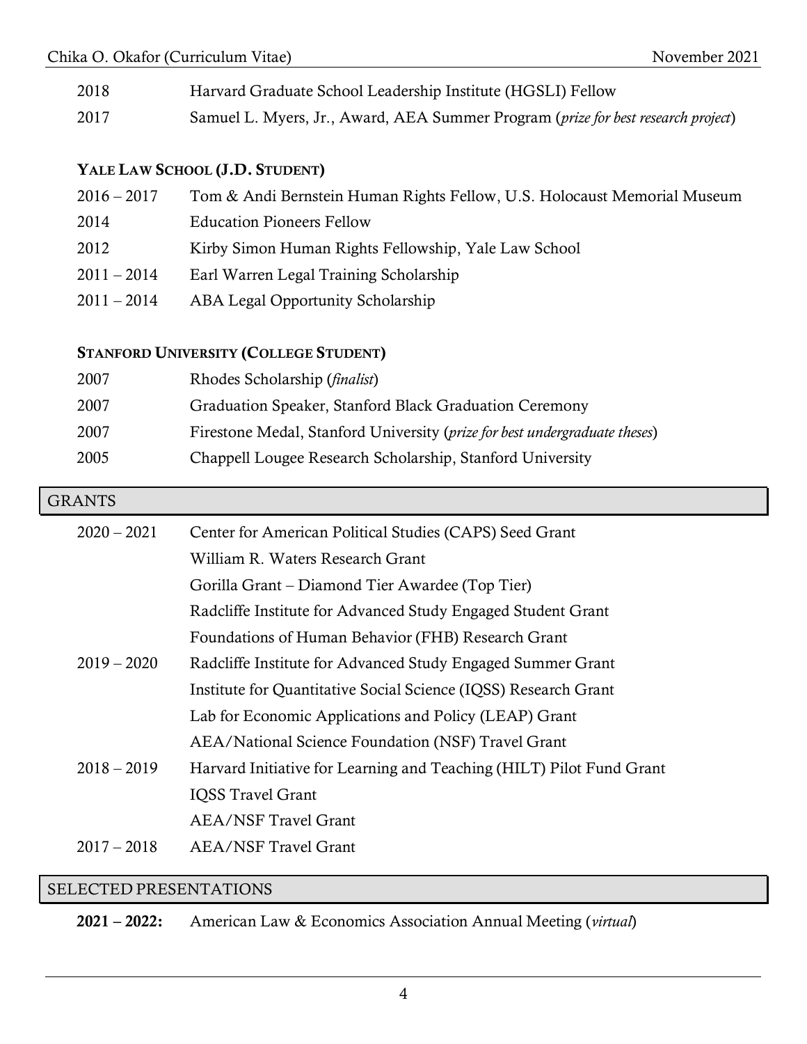| | |
|---|---|
| 2018 | Harvard Graduate School Leadership Institute (HGSLI) Fellow |
| 2017 | Samuel L. Myers, Jr., Award, AEA Summer Program (*prize for best research project*) |

**YALE LAW SCHOOL (J.D. STUDENT)**

| | |
|---|---|
| 2016 – 2017 | Tom & Andi Bernstein Human Rights Fellow, U.S. Holocaust Memorial Museum |
| 2014 | Education Pioneers Fellow |
| 2012 | Kirby Simon Human Rights Fellowship, Yale Law School |
| 2011 – 2014 | Earl Warren Legal Training Scholarship |
| 2011 – 2014 | ABA Legal Opportunity Scholarship |

**STANFORD UNIVERSITY (COLLEGE STUDENT)**

| | |
|---|---|
| 2007 | Rhodes Scholarship (*finalist*) |
| 2007 | Graduation Speaker, Stanford Black Graduation Ceremony |
| 2007 | Firestone Medal, Stanford University (*prize for best undergraduate theses*) |
| 2005 | Chappell Lougee Research Scholarship, Stanford University |

## GRANTS

| | |
|---|---|
| 2020 – 2021 | Center for American Political Studies (CAPS) Seed Grant |
| | William R. Waters Research Grant |
| | Gorilla Grant – Diamond Tier Awardee (Top Tier) |
| | Radcliffe Institute for Advanced Study Engaged Student Grant |
| | Foundations of Human Behavior (FHB) Research Grant |
| 2019 – 2020 | Radcliffe Institute for Advanced Study Engaged Summer Grant |
| | Institute for Quantitative Social Science (IQSS) Research Grant |
| | Lab for Economic Applications and Policy (LEAP) Grant |
| | AEA/National Science Foundation (NSF) Travel Grant |
| 2018 – 2019 | Harvard Initiative for Learning and Teaching (HILT) Pilot Fund Grant |
| | IQSS Travel Grant |
| | AEA/NSF Travel Grant |
| 2017 – 2018 | AEA/NSF Travel Grant |

## SELECTED PRESENTATIONS

**2021 – 2022:** American Law & Economics Association Annual Meeting (*virtual*)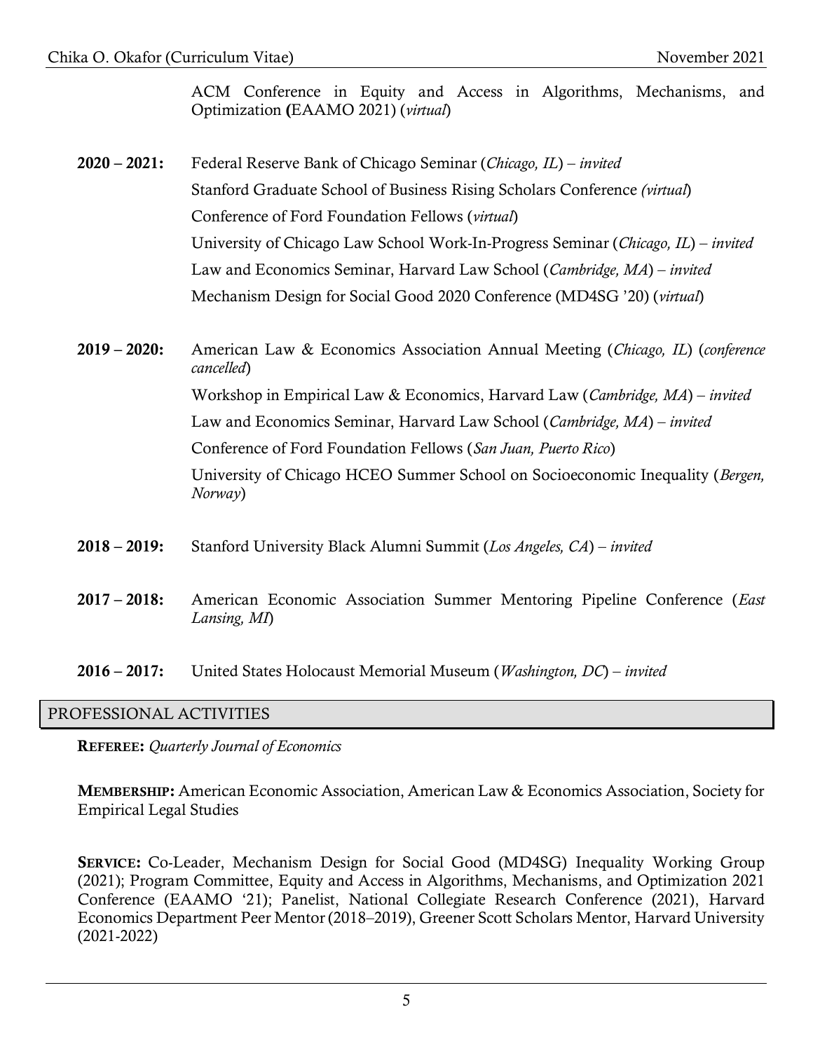ACM Conference in Equity and Access in Algorithms, Mechanisms, and Optimization **(**EAAMO 2021) (*virtual*)

**2020 – 2021:**
- Federal Reserve Bank of Chicago Seminar (*Chicago, IL*) – *invited*
- Stanford Graduate School of Business Rising Scholars Conference *(virtual*)
- Conference of Ford Foundation Fellows (*virtual*)
- University of Chicago Law School Work-In-Progress Seminar (*Chicago, IL*) – *invited*
- Law and Economics Seminar, Harvard Law School (*Cambridge, MA*) – *invited*
- Mechanism Design for Social Good 2020 Conference (MD4SG '20) (*virtual*)

**2019 – 2020:**
- American Law & Economics Association Annual Meeting (*Chicago, IL*) (*conference cancelled*)
- Workshop in Empirical Law & Economics, Harvard Law (*Cambridge, MA*) – *invited*
- Law and Economics Seminar, Harvard Law School (*Cambridge, MA*) – *invited*
- Conference of Ford Foundation Fellows (*San Juan, Puerto Rico*)
- University of Chicago HCEO Summer School on Socioeconomic Inequality (*Bergen, Norway*)

**2018 – 2019:**
- Stanford University Black Alumni Summit (*Los Angeles, CA*) – *invited*

**2017 – 2018:**
- American Economic Association Summer Mentoring Pipeline Conference (*East Lansing, MI*)

**2016 – 2017:**
- United States Holocaust Memorial Museum (*Washington, DC*) – *invited*

## PROFESSIONAL ACTIVITIES

**REFEREE:** *Quarterly Journal of Economics*

**MEMBERSHIP:** American Economic Association, American Law & Economics Association, Society for Empirical Legal Studies

**SERVICE:** Co-Leader, Mechanism Design for Social Good (MD4SG) Inequality Working Group (2021); Program Committee, Equity and Access in Algorithms, Mechanisms, and Optimization 2021 Conference (EAAMO '21); Panelist, National Collegiate Research Conference (2021), Harvard Economics Department Peer Mentor (2018–2019), Greener Scott Scholars Mentor, Harvard University (2021-2022)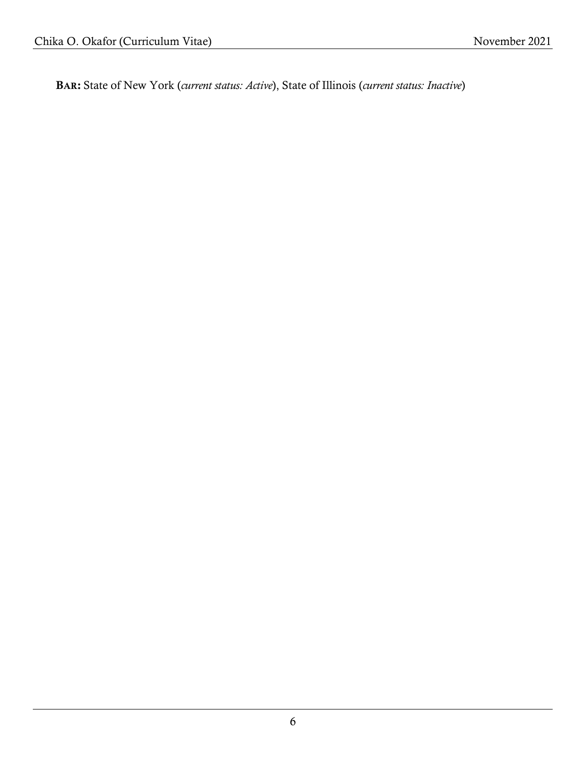**BAR:** State of New York (*current status: Active*), State of Illinois (*current status: Inactive*)